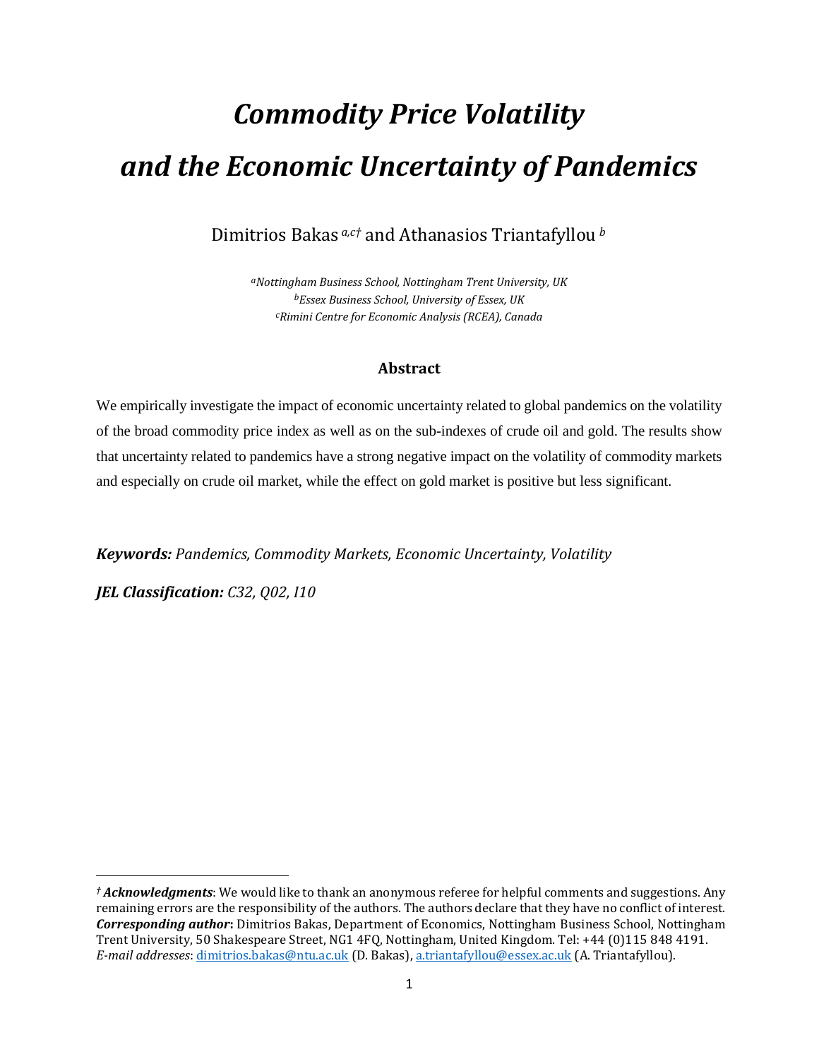# *Commodity Price Volatility and the Economic Uncertainty of Pandemics*

Dimitrios Bakas [a,c†] and Athanasios Triantafyllou [b]

[a]*Nottingham Business School, Nottingham Trent University, UK*
[b]*Essex Business School, University of Essex, UK*
[c]*Rimini Centre for Economic Analysis (RCEA), Canada*

## Abstract

We empirically investigate the impact of economic uncertainty related to global pandemics on the volatility of the broad commodity price index as well as on the sub-indexes of crude oil and gold. The results show that uncertainty related to pandemics have a strong negative impact on the volatility of commodity markets and especially on crude oil market, while the effect on gold market is positive but less significant.

***Keywords:*** *Pandemics, Commodity Markets, Economic Uncertainty, Volatility*

***JEL Classification:*** *C32, Q02, I10*

---

† ***Acknowledgments***: We would like to thank an anonymous referee for helpful comments and suggestions. Any remaining errors are the responsibility of the authors. The authors declare that they have no conflict of interest.
***Corresponding author*****:** Dimitrios Bakas, Department of Economics, Nottingham Business School, Nottingham Trent University, 50 Shakespeare Street, NG1 4FQ, Nottingham, United Kingdom. Tel: +44 (0)115 848 4191.
*E-mail addresses*: dimitrios.bakas@ntu.ac.uk (D. Bakas), a.triantafyllou@essex.ac.uk (A. Triantafyllou).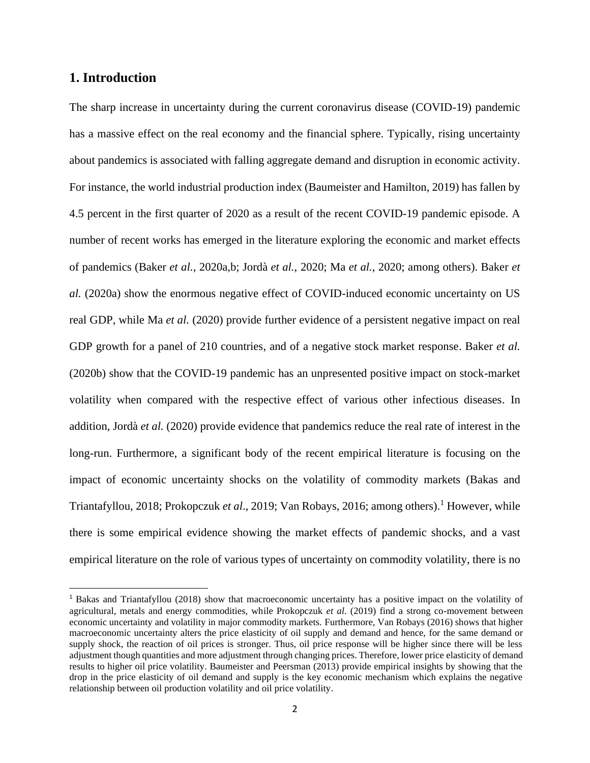## 1. Introduction

The sharp increase in uncertainty during the current coronavirus disease (COVID-19) pandemic has a massive effect on the real economy and the financial sphere. Typically, rising uncertainty about pandemics is associated with falling aggregate demand and disruption in economic activity. For instance, the world industrial production index (Baumeister and Hamilton, 2019) has fallen by 4.5 percent in the first quarter of 2020 as a result of the recent COVID-19 pandemic episode. A number of recent works has emerged in the literature exploring the economic and market effects of pandemics (Baker *et al.*, 2020a,b; Jordà *et al.*, 2020; Ma *et al.*, 2020; among others). Baker *et al.* (2020a) show the enormous negative effect of COVID-induced economic uncertainty on US real GDP, while Ma *et al.* (2020) provide further evidence of a persistent negative impact on real GDP growth for a panel of 210 countries, and of a negative stock market response. Baker *et al.* (2020b) show that the COVID-19 pandemic has an unpresented positive impact on stock-market volatility when compared with the respective effect of various other infectious diseases. In addition, Jordà *et al.* (2020) provide evidence that pandemics reduce the real rate of interest in the long-run. Furthermore, a significant body of the recent empirical literature is focusing on the impact of economic uncertainty shocks on the volatility of commodity markets (Bakas and Triantafyllou, 2018; Prokopczuk *et al*., 2019; Van Robays, 2016; among others).[1] However, while there is some empirical evidence showing the market effects of pandemic shocks, and a vast empirical literature on the role of various types of uncertainty on commodity volatility, there is no

[1] Bakas and Triantafyllou (2018) show that macroeconomic uncertainty has a positive impact on the volatility of agricultural, metals and energy commodities, while Prokopczuk *et al*. (2019) find a strong co-movement between economic uncertainty and volatility in major commodity markets. Furthermore, Van Robays (2016) shows that higher macroeconomic uncertainty alters the price elasticity of oil supply and demand and hence, for the same demand or supply shock, the reaction of oil prices is stronger. Thus, oil price response will be higher since there will be less adjustment though quantities and more adjustment through changing prices. Therefore, lower price elasticity of demand results to higher oil price volatility. Baumeister and Peersman (2013) provide empirical insights by showing that the drop in the price elasticity of oil demand and supply is the key economic mechanism which explains the negative relationship between oil production volatility and oil price volatility.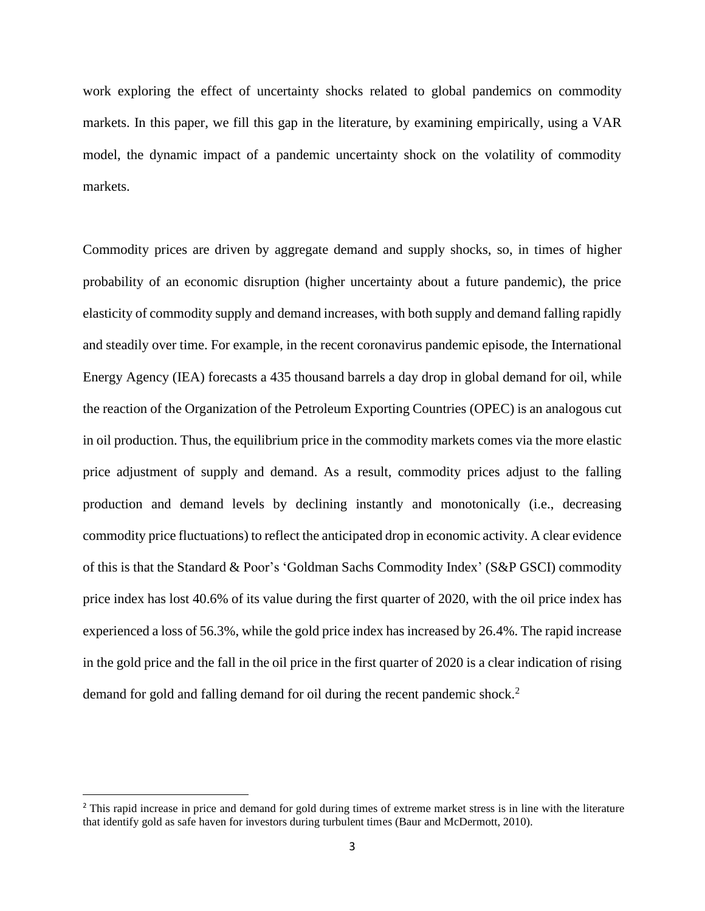work exploring the effect of uncertainty shocks related to global pandemics on commodity markets. In this paper, we fill this gap in the literature, by examining empirically, using a VAR model, the dynamic impact of a pandemic uncertainty shock on the volatility of commodity markets.

Commodity prices are driven by aggregate demand and supply shocks, so, in times of higher probability of an economic disruption (higher uncertainty about a future pandemic), the price elasticity of commodity supply and demand increases, with both supply and demand falling rapidly and steadily over time. For example, in the recent coronavirus pandemic episode, the International Energy Agency (IEA) forecasts a 435 thousand barrels a day drop in global demand for oil, while the reaction of the Organization of the Petroleum Exporting Countries (OPEC) is an analogous cut in oil production. Thus, the equilibrium price in the commodity markets comes via the more elastic price adjustment of supply and demand. As a result, commodity prices adjust to the falling production and demand levels by declining instantly and monotonically (i.e., decreasing commodity price fluctuations) to reflect the anticipated drop in economic activity. A clear evidence of this is that the Standard & Poor's 'Goldman Sachs Commodity Index' (S&P GSCI) commodity price index has lost 40.6% of its value during the first quarter of 2020, with the oil price index has experienced a loss of 56.3%, while the gold price index has increased by 26.4%. The rapid increase in the gold price and the fall in the oil price in the first quarter of 2020 is a clear indication of rising demand for gold and falling demand for oil during the recent pandemic shock.[2]

[2] This rapid increase in price and demand for gold during times of extreme market stress is in line with the literature that identify gold as safe haven for investors during turbulent times (Baur and McDermott, 2010).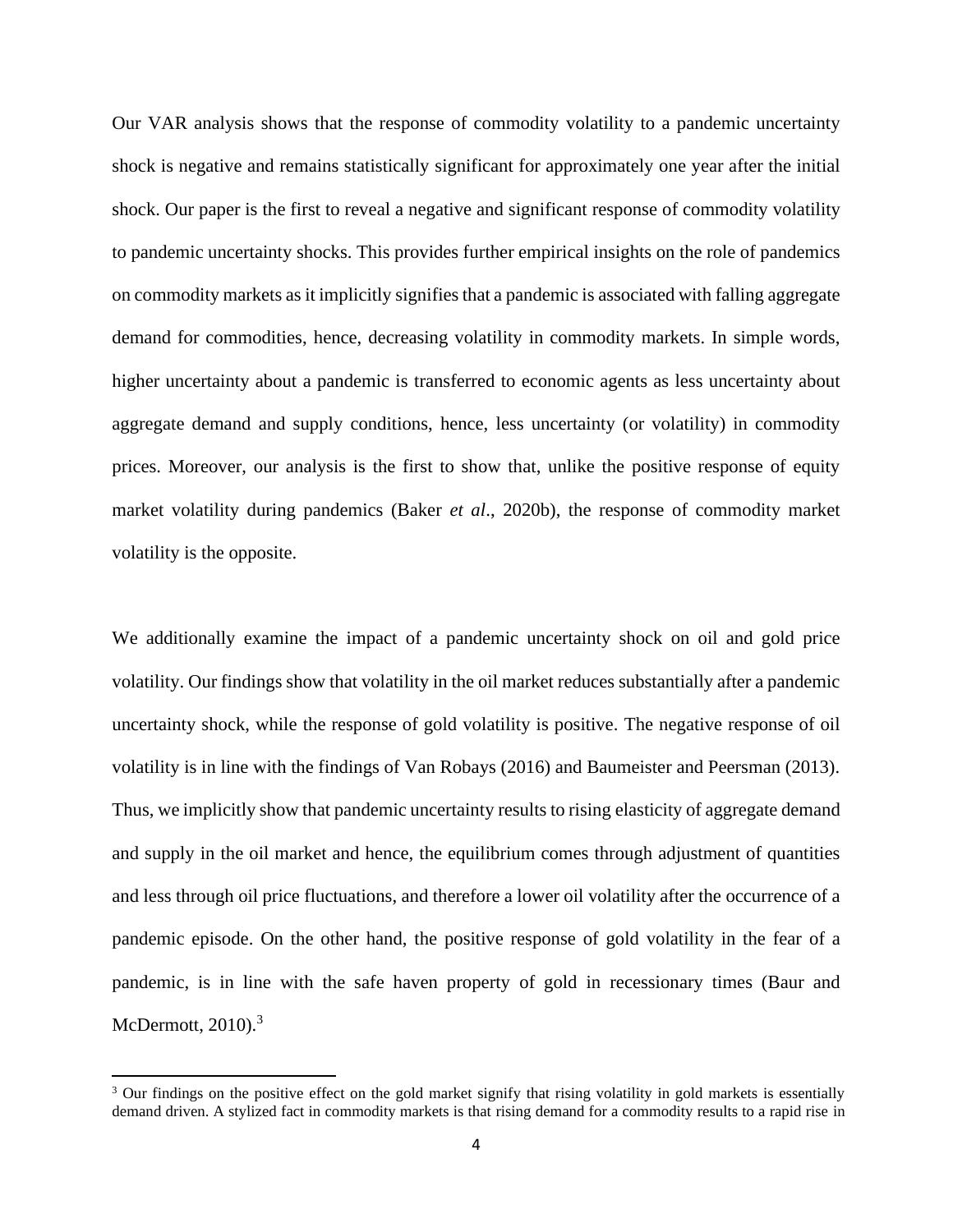Our VAR analysis shows that the response of commodity volatility to a pandemic uncertainty shock is negative and remains statistically significant for approximately one year after the initial shock. Our paper is the first to reveal a negative and significant response of commodity volatility to pandemic uncertainty shocks. This provides further empirical insights on the role of pandemics on commodity markets as it implicitly signifies that a pandemic is associated with falling aggregate demand for commodities, hence, decreasing volatility in commodity markets. In simple words, higher uncertainty about a pandemic is transferred to economic agents as less uncertainty about aggregate demand and supply conditions, hence, less uncertainty (or volatility) in commodity prices. Moreover, our analysis is the first to show that, unlike the positive response of equity market volatility during pandemics (Baker *et al*., 2020b), the response of commodity market volatility is the opposite.

We additionally examine the impact of a pandemic uncertainty shock on oil and gold price volatility. Our findings show that volatility in the oil market reduces substantially after a pandemic uncertainty shock, while the response of gold volatility is positive. The negative response of oil volatility is in line with the findings of Van Robays (2016) and Baumeister and Peersman (2013). Thus, we implicitly show that pandemic uncertainty results to rising elasticity of aggregate demand and supply in the oil market and hence, the equilibrium comes through adjustment of quantities and less through oil price fluctuations, and therefore a lower oil volatility after the occurrence of a pandemic episode. On the other hand, the positive response of gold volatility in the fear of a pandemic, is in line with the safe haven property of gold in recessionary times (Baur and McDermott, 2010).[3]

[3] Our findings on the positive effect on the gold market signify that rising volatility in gold markets is essentially demand driven. A stylized fact in commodity markets is that rising demand for a commodity results to a rapid rise in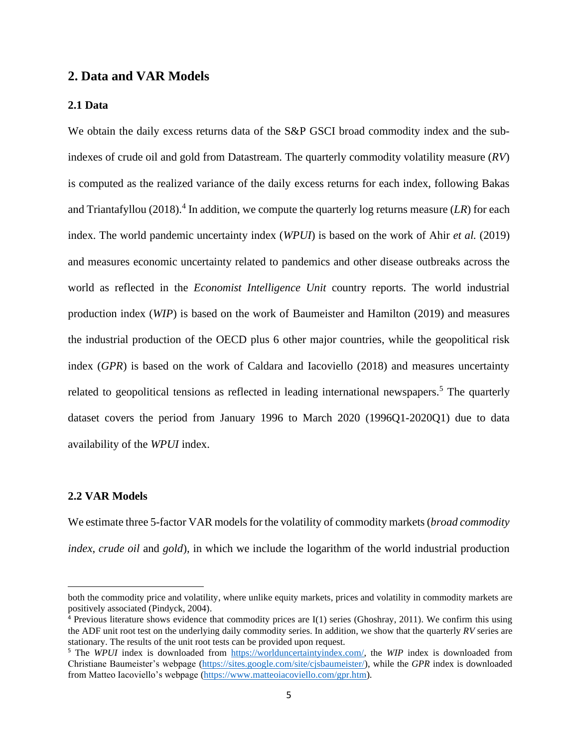## 2. Data and VAR Models

### 2.1 Data

We obtain the daily excess returns data of the S&P GSCI broad commodity index and the sub-indexes of crude oil and gold from Datastream. The quarterly commodity volatility measure (*RV*) is computed as the realized variance of the daily excess returns for each index, following Bakas and Triantafyllou (2018).[4] In addition, we compute the quarterly log returns measure (*LR*) for each index. The world pandemic uncertainty index (*WPUI*) is based on the work of Ahir *et al.* (2019) and measures economic uncertainty related to pandemics and other disease outbreaks across the world as reflected in the *Economist Intelligence Unit* country reports. The world industrial production index (*WIP*) is based on the work of Baumeister and Hamilton (2019) and measures the industrial production of the OECD plus 6 other major countries, while the geopolitical risk index (*GPR*) is based on the work of Caldara and Iacoviello (2018) and measures uncertainty related to geopolitical tensions as reflected in leading international newspapers.[5] The quarterly dataset covers the period from January 1996 to March 2020 (1996Q1-2020Q1) due to data availability of the *WPUI* index.

### 2.2 VAR Models

We estimate three 5-factor VAR models for the volatility of commodity markets (*broad commodity index*, *crude oil* and *gold*), in which we include the logarithm of the world industrial production

---

both the commodity price and volatility, where unlike equity markets, prices and volatility in commodity markets are positively associated (Pindyck, 2004).

[4] Previous literature shows evidence that commodity prices are I(1) series (Ghoshray, 2011). We confirm this using the ADF unit root test on the underlying daily commodity series. In addition, we show that the quarterly *RV* series are stationary. The results of the unit root tests can be provided upon request.

[5] The *WPUI* index is downloaded from https://worlduncertaintyindex.com/, the *WIP* index is downloaded from Christiane Baumeister's webpage (https://sites.google.com/site/cjsbaumeister/), while the *GPR* index is downloaded from Matteo Iacoviello's webpage (https://www.matteoiacoviello.com/gpr.htm).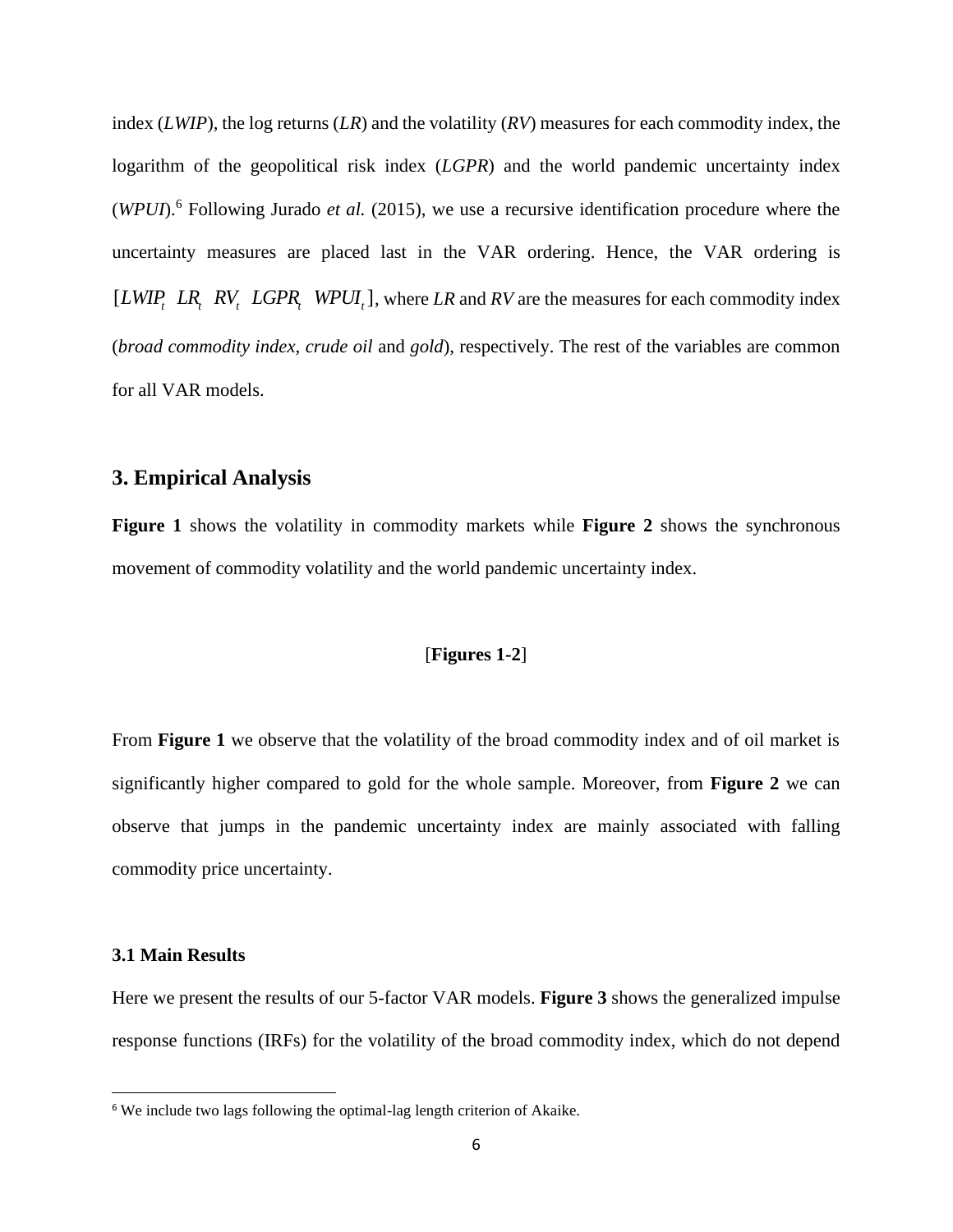index (*LWIP*), the log returns (*LR*) and the volatility (*RV*) measures for each commodity index, the logarithm of the geopolitical risk index (*LGPR*) and the world pandemic uncertainty index (*WPUI*).[6] Following Jurado *et al.* (2015), we use a recursive identification procedure where the uncertainty measures are placed last in the VAR ordering. Hence, the VAR ordering is $[LWIP_t \ \ LR_t \ \ RV_t \ \ LGPR_t \ \ WPUI_t]$, where *LR* and *RV* are the measures for each commodity index (*broad commodity index*, *crude oil* and *gold*), respectively. The rest of the variables are common for all VAR models.

## 3. Empirical Analysis

**Figure 1** shows the volatility in commodity markets while **Figure 2** shows the synchronous movement of commodity volatility and the world pandemic uncertainty index.

[**Figures 1-2**]

From **Figure 1** we observe that the volatility of the broad commodity index and of oil market is significantly higher compared to gold for the whole sample. Moreover, from **Figure 2** we can observe that jumps in the pandemic uncertainty index are mainly associated with falling commodity price uncertainty.

### 3.1 Main Results

Here we present the results of our 5-factor VAR models. **Figure 3** shows the generalized impulse response functions (IRFs) for the volatility of the broad commodity index, which do not depend

[6] We include two lags following the optimal-lag length criterion of Akaike.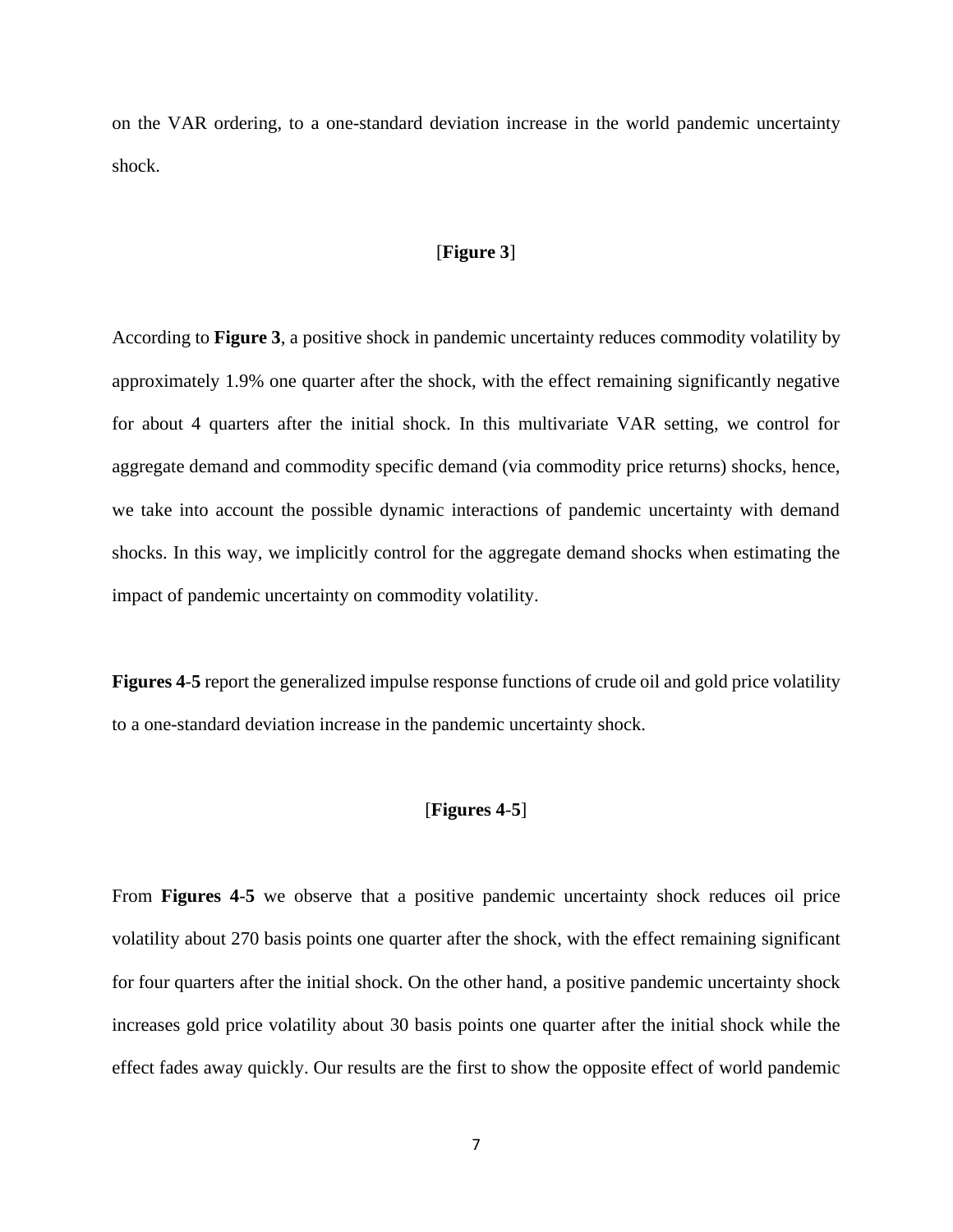on the VAR ordering, to a one-standard deviation increase in the world pandemic uncertainty shock.

[**Figure 3**]

According to **Figure 3**, a positive shock in pandemic uncertainty reduces commodity volatility by approximately 1.9% one quarter after the shock, with the effect remaining significantly negative for about 4 quarters after the initial shock. In this multivariate VAR setting, we control for aggregate demand and commodity specific demand (via commodity price returns) shocks, hence, we take into account the possible dynamic interactions of pandemic uncertainty with demand shocks. In this way, we implicitly control for the aggregate demand shocks when estimating the impact of pandemic uncertainty on commodity volatility.

**Figures 4-5** report the generalized impulse response functions of crude oil and gold price volatility to a one-standard deviation increase in the pandemic uncertainty shock.

[**Figures 4-5**]

From **Figures 4-5** we observe that a positive pandemic uncertainty shock reduces oil price volatility about 270 basis points one quarter after the shock, with the effect remaining significant for four quarters after the initial shock. On the other hand, a positive pandemic uncertainty shock increases gold price volatility about 30 basis points one quarter after the initial shock while the effect fades away quickly. Our results are the first to show the opposite effect of world pandemic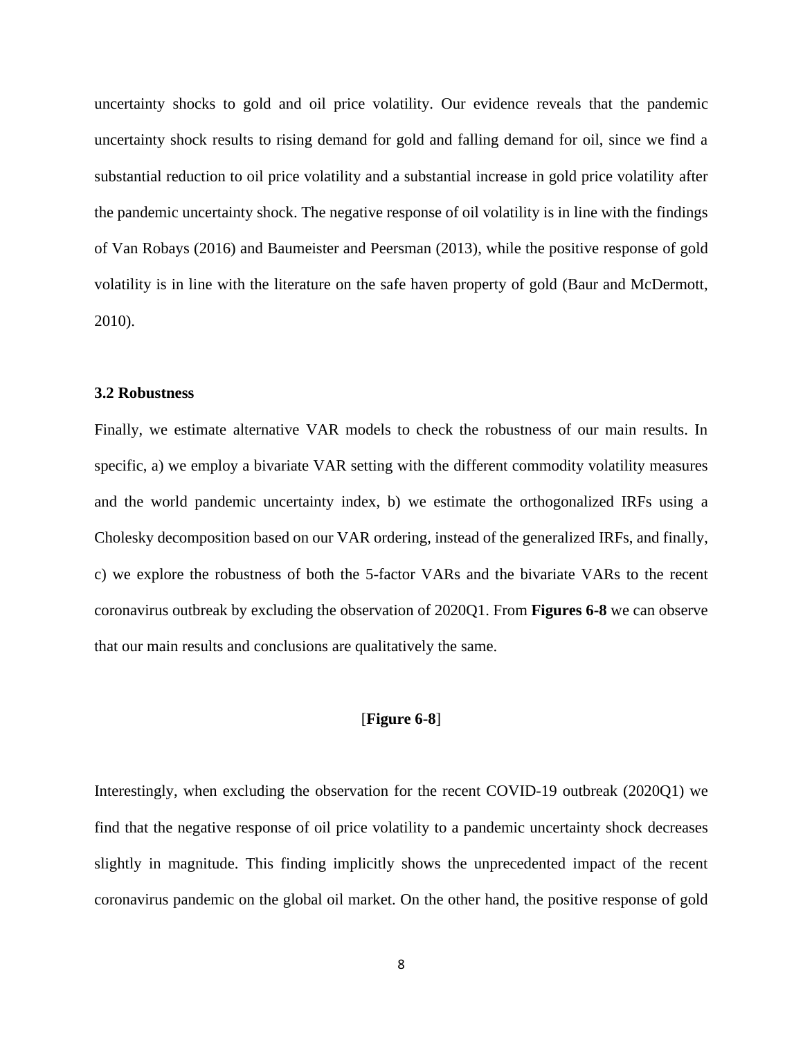uncertainty shocks to gold and oil price volatility. Our evidence reveals that the pandemic uncertainty shock results to rising demand for gold and falling demand for oil, since we find a substantial reduction to oil price volatility and a substantial increase in gold price volatility after the pandemic uncertainty shock. The negative response of oil volatility is in line with the findings of Van Robays (2016) and Baumeister and Peersman (2013), while the positive response of gold volatility is in line with the literature on the safe haven property of gold (Baur and McDermott, 2010).

### 3.2 Robustness

Finally, we estimate alternative VAR models to check the robustness of our main results. In specific, a) we employ a bivariate VAR setting with the different commodity volatility measures and the world pandemic uncertainty index, b) we estimate the orthogonalized IRFs using a Cholesky decomposition based on our VAR ordering, instead of the generalized IRFs, and finally, c) we explore the robustness of both the 5-factor VARs and the bivariate VARs to the recent coronavirus outbreak by excluding the observation of 2020Q1. From **Figures 6-8** we can observe that our main results and conclusions are qualitatively the same.

[**Figure 6-8**]

Interestingly, when excluding the observation for the recent COVID-19 outbreak (2020Q1) we find that the negative response of oil price volatility to a pandemic uncertainty shock decreases slightly in magnitude. This finding implicitly shows the unprecedented impact of the recent coronavirus pandemic on the global oil market. On the other hand, the positive response of gold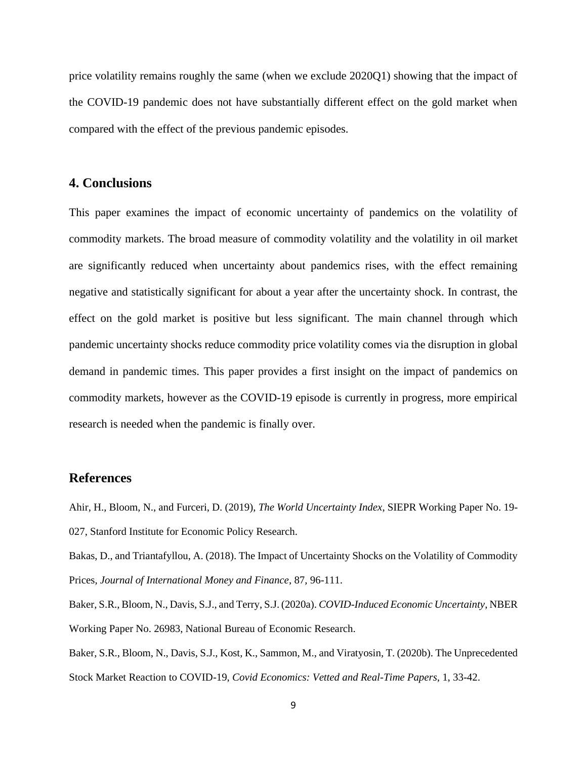price volatility remains roughly the same (when we exclude 2020Q1) showing that the impact of the COVID-19 pandemic does not have substantially different effect on the gold market when compared with the effect of the previous pandemic episodes.

## 4. Conclusions

This paper examines the impact of economic uncertainty of pandemics on the volatility of commodity markets. The broad measure of commodity volatility and the volatility in oil market are significantly reduced when uncertainty about pandemics rises, with the effect remaining negative and statistically significant for about a year after the uncertainty shock. In contrast, the effect on the gold market is positive but less significant. The main channel through which pandemic uncertainty shocks reduce commodity price volatility comes via the disruption in global demand in pandemic times. This paper provides a first insight on the impact of pandemics on commodity markets, however as the COVID-19 episode is currently in progress, more empirical research is needed when the pandemic is finally over.

## References

Ahir, H., Bloom, N., and Furceri, D. (2019), *The World Uncertainty Index*, SIEPR Working Paper No. 19-027, Stanford Institute for Economic Policy Research.

Bakas, D., and Triantafyllou, A. (2018). The Impact of Uncertainty Shocks on the Volatility of Commodity Prices, *Journal of International Money and Finance*, 87, 96-111.

Baker, S.R., Bloom, N., Davis, S.J., and Terry, S.J. (2020a). *COVID-Induced Economic Uncertainty*, NBER Working Paper No. 26983, National Bureau of Economic Research.

Baker, S.R., Bloom, N., Davis, S.J., Kost, K., Sammon, M., and Viratyosin, T. (2020b). The Unprecedented Stock Market Reaction to COVID-19, *Covid Economics: Vetted and Real-Time Papers*, 1, 33-42.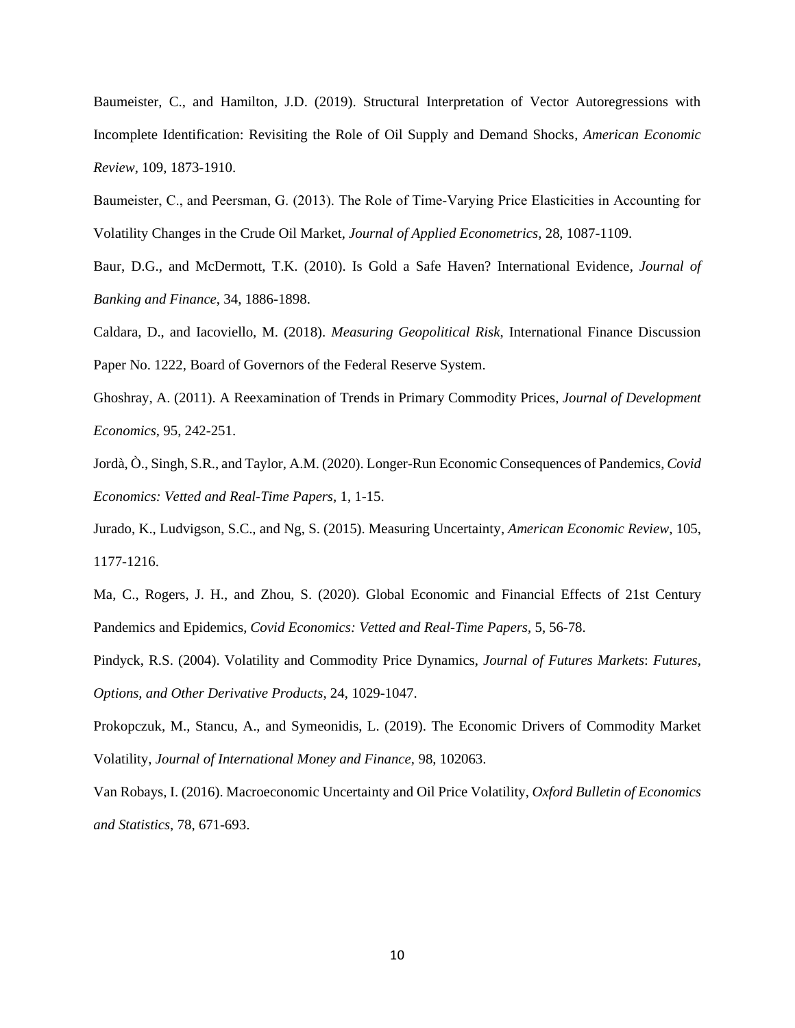Baumeister, C., and Hamilton, J.D. (2019). Structural Interpretation of Vector Autoregressions with Incomplete Identification: Revisiting the Role of Oil Supply and Demand Shocks, *American Economic Review*, 109, 1873-1910.

Baumeister, C., and Peersman, G. (2013). The Role of Time-Varying Price Elasticities in Accounting for Volatility Changes in the Crude Oil Market, *Journal of Applied Econometrics*, 28, 1087-1109.

Baur, D.G., and McDermott, T.K. (2010). Is Gold a Safe Haven? International Evidence, *Journal of Banking and Finance*, 34, 1886-1898.

Caldara, D., and Iacoviello, M. (2018). *Measuring Geopolitical Risk*, International Finance Discussion Paper No. 1222, Board of Governors of the Federal Reserve System.

Ghoshray, A. (2011). A Reexamination of Trends in Primary Commodity Prices, *Journal of Development Economics*, 95, 242-251.

Jordà, Ò., Singh, S.R., and Taylor, A.M. (2020). Longer-Run Economic Consequences of Pandemics, *Covid Economics: Vetted and Real-Time Papers*, 1, 1-15.

Jurado, K., Ludvigson, S.C., and Ng, S. (2015). Measuring Uncertainty, *American Economic Review*, 105, 1177-1216.

Ma, C., Rogers, J. H., and Zhou, S. (2020). Global Economic and Financial Effects of 21st Century Pandemics and Epidemics, *Covid Economics: Vetted and Real-Time Papers*, 5, 56-78.

Pindyck, R.S. (2004). Volatility and Commodity Price Dynamics, *Journal of Futures Markets*: *Futures, Options, and Other Derivative Products*, 24, 1029-1047.

Prokopczuk, M., Stancu, A., and Symeonidis, L. (2019). The Economic Drivers of Commodity Market Volatility, *Journal of International Money and Finance*, 98, 102063.

Van Robays, I. (2016). Macroeconomic Uncertainty and Oil Price Volatility, *Oxford Bulletin of Economics and Statistics*, 78, 671-693.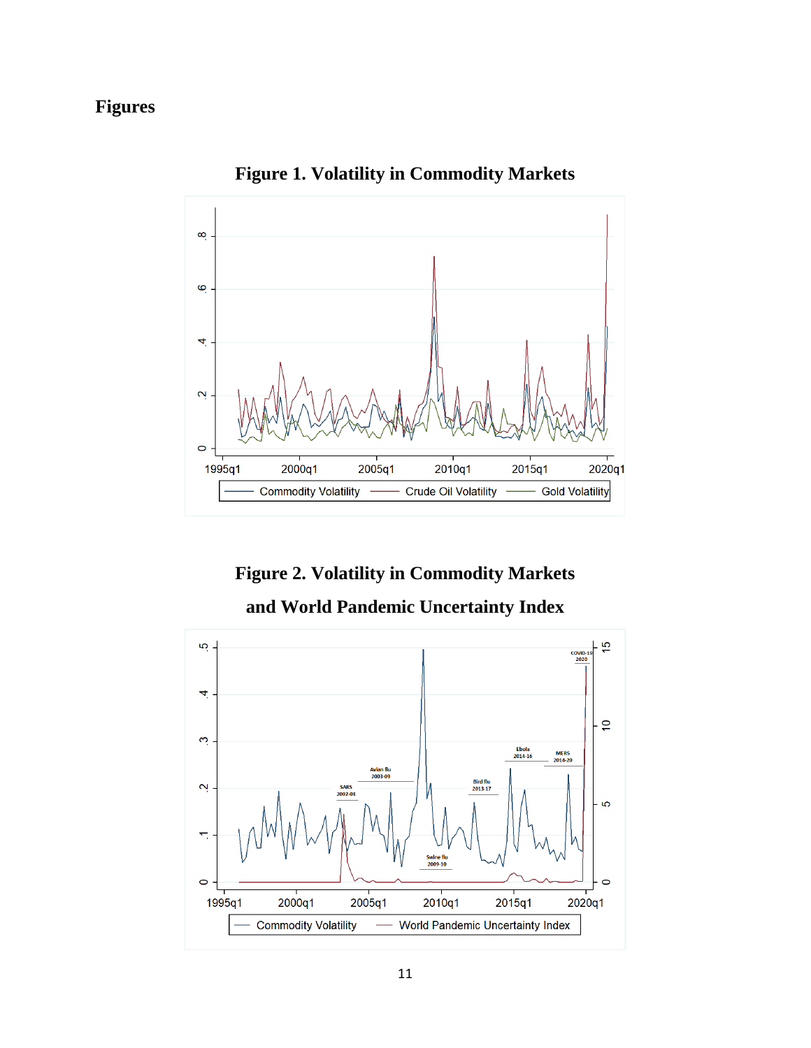# Figures

**Figure 1. Volatility in Commodity Markets**

**Figure 2. Volatility in Commodity Markets and World Pandemic Uncertainty Index**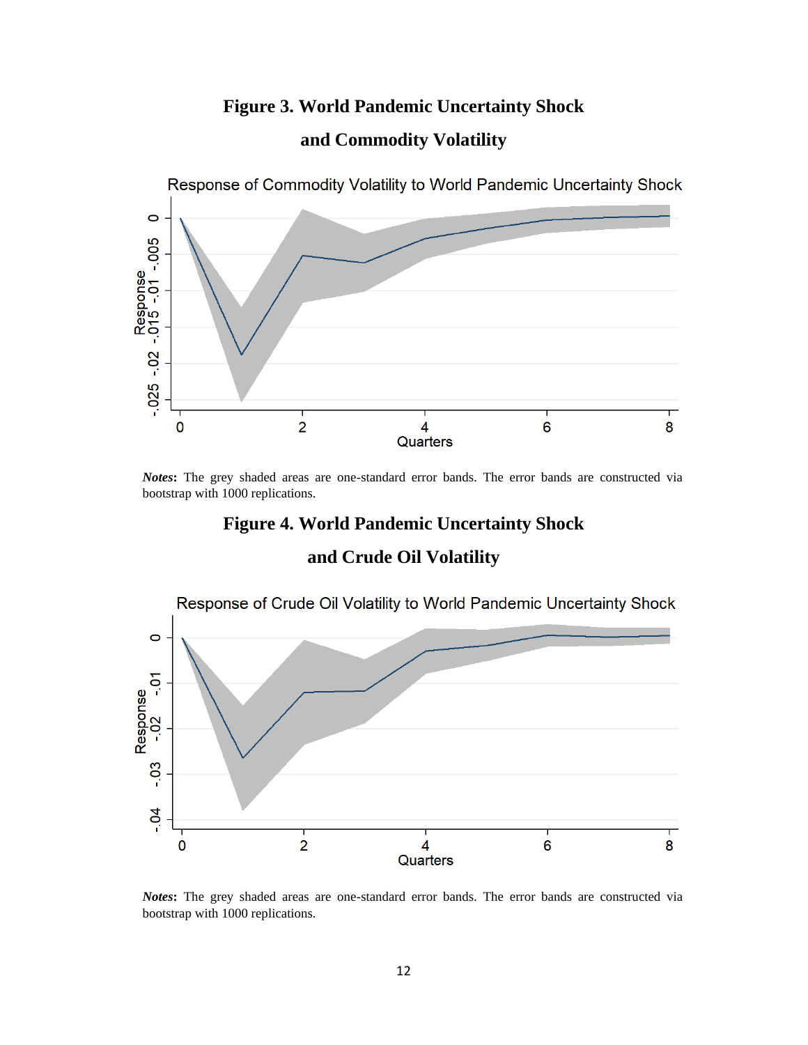**Figure 3. World Pandemic Uncertainty Shock and Commodity Volatility**

Response of Commodity Volatility to World Pandemic Uncertainty Shock

***Notes*:** The grey shaded areas are one-standard error bands. The error bands are constructed via bootstrap with 1000 replications.

**Figure 4. World Pandemic Uncertainty Shock and Crude Oil Volatility**

Response of Crude Oil Volatility to World Pandemic Uncertainty Shock

***Notes*:** The grey shaded areas are one-standard error bands. The error bands are constructed via bootstrap with 1000 replications.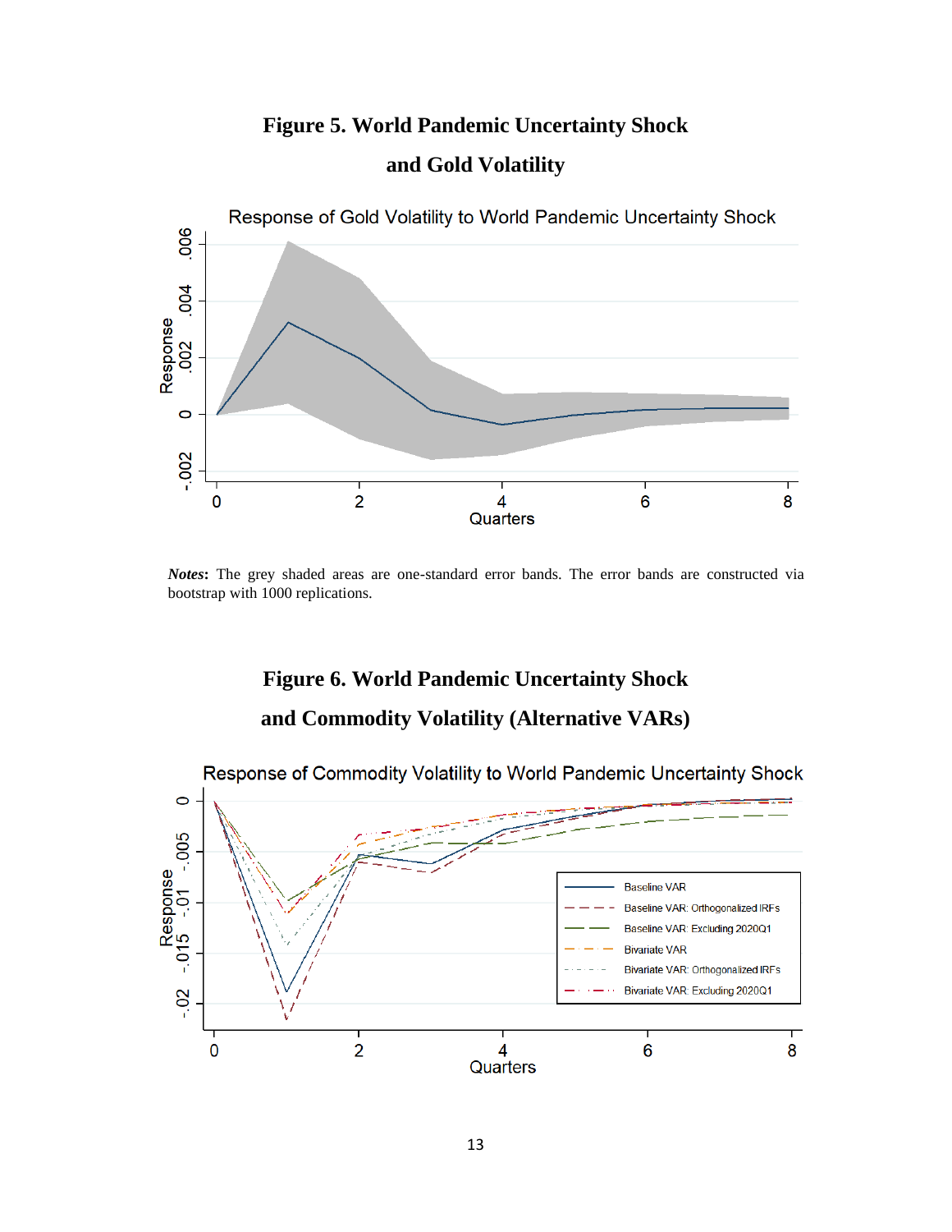## Figure 5. World Pandemic Uncertainty Shock and Gold Volatility

***Notes***: The grey shaded areas are one-standard error bands. The error bands are constructed via bootstrap with 1000 replications.

## Figure 6. World Pandemic Uncertainty Shock and Commodity Volatility (Alternative VARs)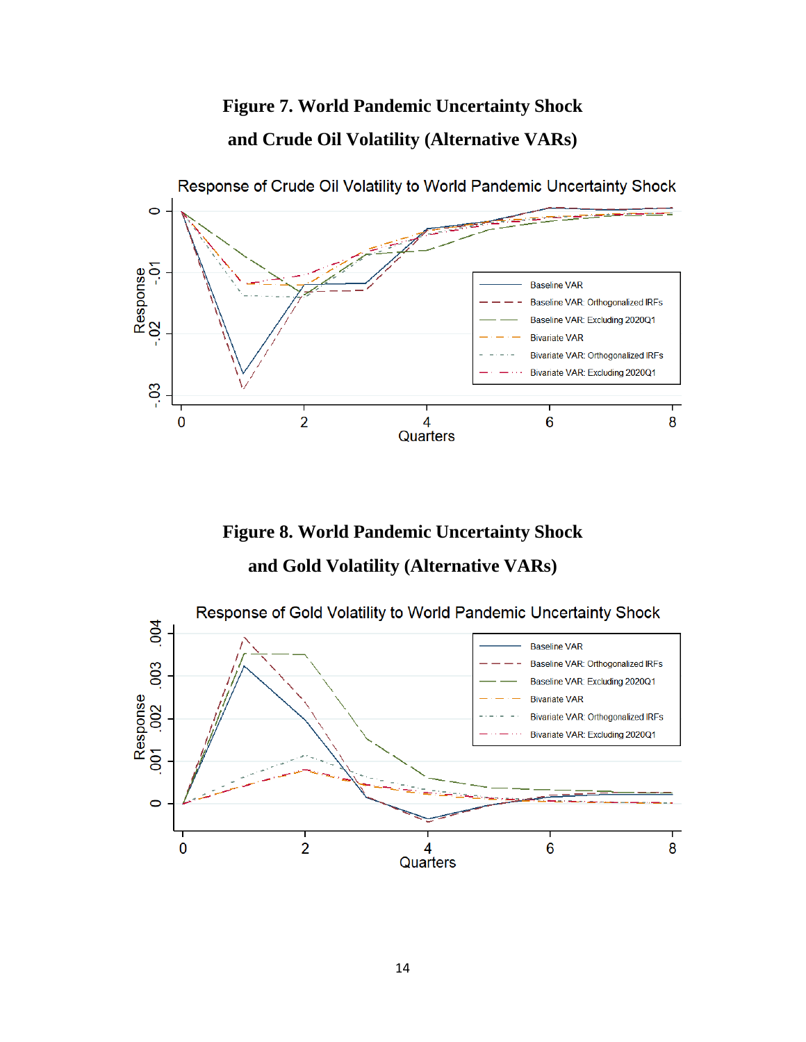**Figure 7. World Pandemic Uncertainty Shock and Crude Oil Volatility (Alternative VARs)**

Response of Crude Oil Volatility to World Pandemic Uncertainty Shock

Response

0
-.01
-.02
-.03

Quarters

0 2 4 6 8

Baseline VAR
Baseline VAR: Orthogonalized IRFs
Baseline VAR: Excluding 2020Q1
Bivariate VAR
Bivariate VAR: Orthogonalized IRFs
Bivariate VAR: Excluding 2020Q1

**Figure 8. World Pandemic Uncertainty Shock and Gold Volatility (Alternative VARs)**

Response of Gold Volatility to World Pandemic Uncertainty Shock

Response

.004
.003
.002
.001
0

Quarters

0 2 4 6 8

Baseline VAR
Baseline VAR: Orthogonalized IRFs
Baseline VAR: Excluding 2020Q1
Bivariate VAR
Bivariate VAR: Orthogonalized IRFs
Bivariate VAR: Excluding 2020Q1